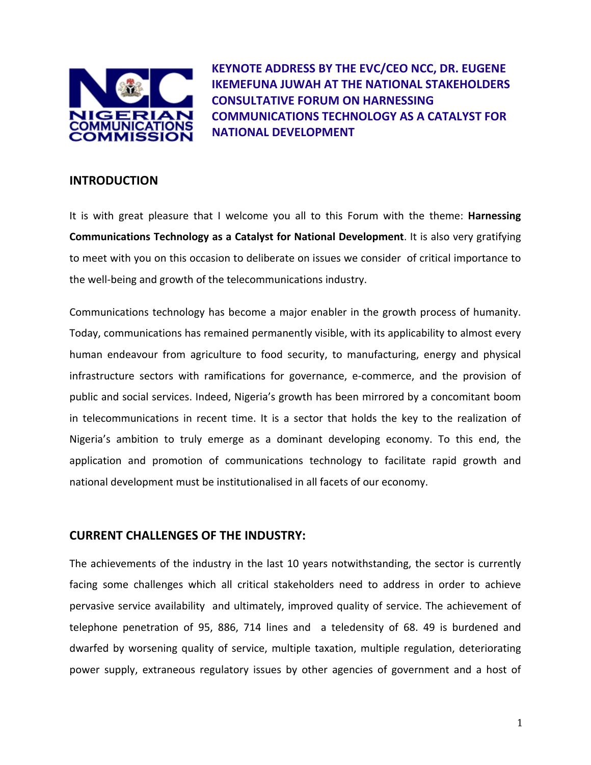# KEYNOTE ADDRESS BY THE EVC/CEO NCC, DR. EUGENE IKEMEFUNA JUWAH AT THE NATIONAL STAKEHOLDERS CONSULTATIVE FORUM ON HARNESSING COMMUNICATIONS TECHNOLOGY AS A CATALYST FOR NATIONAL DEVELOPMENT

## INTRODUCTION

It is with great pleasure that I welcome you all to this Forum with the theme: **Harnessing Communications Technology as a Catalyst for National Development**. It is also very gratifying to meet with you on this occasion to deliberate on issues we consider of critical importance to the well-being and growth of the telecommunications industry.

Communications technology has become a major enabler in the growth process of humanity. Today, communications has remained permanently visible, with its applicability to almost every human endeavour from agriculture to food security, to manufacturing, energy and physical infrastructure sectors with ramifications for governance, e-commerce, and the provision of public and social services. Indeed, Nigeria's growth has been mirrored by a concomitant boom in telecommunications in recent time. It is a sector that holds the key to the realization of Nigeria's ambition to truly emerge as a dominant developing economy. To this end, the application and promotion of communications technology to facilitate rapid growth and national development must be institutionalised in all facets of our economy.

## CURRENT CHALLENGES OF THE INDUSTRY:

The achievements of the industry in the last 10 years notwithstanding, the sector is currently facing some challenges which all critical stakeholders need to address in order to achieve pervasive service availability and ultimately, improved quality of service. The achievement of telephone penetration of 95, 886, 714 lines and a teledensity of 68. 49 is burdened and dwarfed by worsening quality of service, multiple taxation, multiple regulation, deteriorating power supply, extraneous regulatory issues by other agencies of government and a host of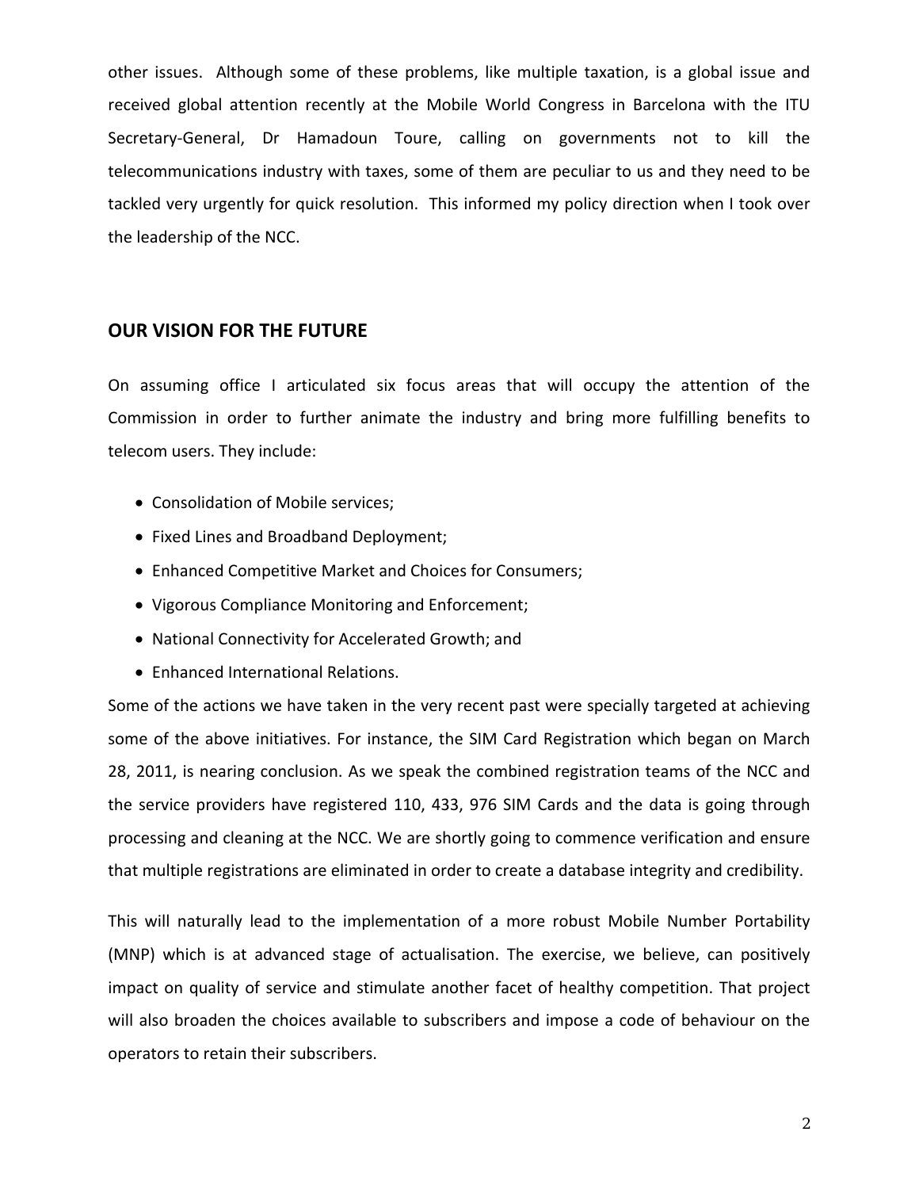other issues. Although some of these problems, like multiple taxation, is a global issue and received global attention recently at the Mobile World Congress in Barcelona with the ITU Secretary-General, Dr Hamadoun Toure, calling on governments not to kill the telecommunications industry with taxes, some of them are peculiar to us and they need to be tackled very urgently for quick resolution. This informed my policy direction when I took over the leadership of the NCC.

## OUR VISION FOR THE FUTURE

On assuming office I articulated six focus areas that will occupy the attention of the Commission in order to further animate the industry and bring more fulfilling benefits to telecom users. They include:

- Consolidation of Mobile services;
- Fixed Lines and Broadband Deployment;
- Enhanced Competitive Market and Choices for Consumers;
- Vigorous Compliance Monitoring and Enforcement;
- National Connectivity for Accelerated Growth; and
- Enhanced International Relations.

Some of the actions we have taken in the very recent past were specially targeted at achieving some of the above initiatives. For instance, the SIM Card Registration which began on March 28, 2011, is nearing conclusion. As we speak the combined registration teams of the NCC and the service providers have registered 110, 433, 976 SIM Cards and the data is going through processing and cleaning at the NCC. We are shortly going to commence verification and ensure that multiple registrations are eliminated in order to create a database integrity and credibility.

This will naturally lead to the implementation of a more robust Mobile Number Portability (MNP) which is at advanced stage of actualisation. The exercise, we believe, can positively impact on quality of service and stimulate another facet of healthy competition. That project will also broaden the choices available to subscribers and impose a code of behaviour on the operators to retain their subscribers.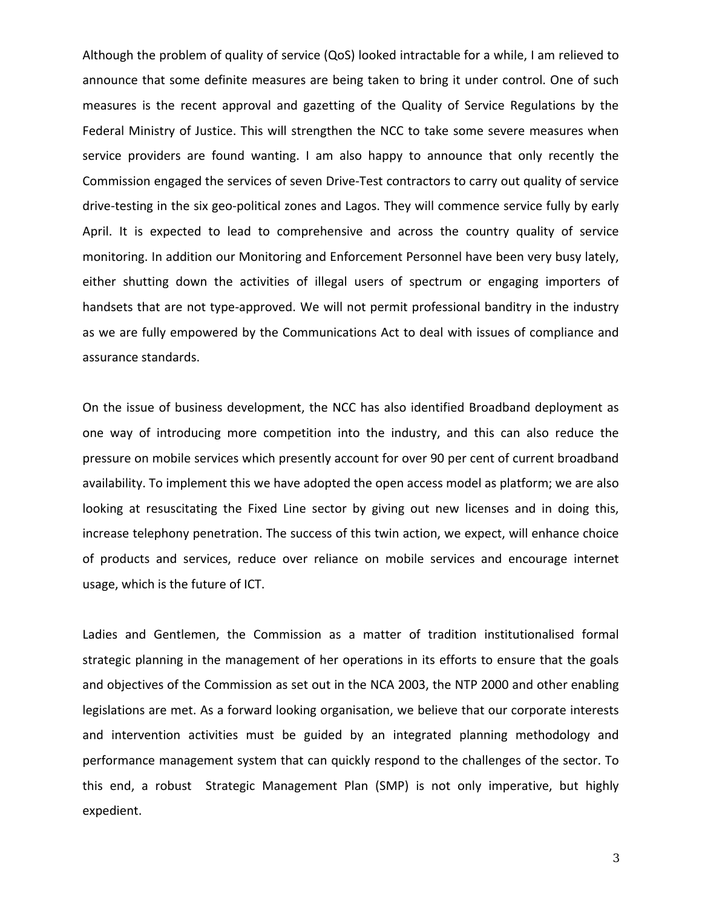Although the problem of quality of service (QoS) looked intractable for a while, I am relieved to announce that some definite measures are being taken to bring it under control. One of such measures is the recent approval and gazetting of the Quality of Service Regulations by the Federal Ministry of Justice. This will strengthen the NCC to take some severe measures when service providers are found wanting. I am also happy to announce that only recently the Commission engaged the services of seven Drive-Test contractors to carry out quality of service drive-testing in the six geo-political zones and Lagos. They will commence service fully by early April. It is expected to lead to comprehensive and across the country quality of service monitoring. In addition our Monitoring and Enforcement Personnel have been very busy lately, either shutting down the activities of illegal users of spectrum or engaging importers of handsets that are not type-approved. We will not permit professional banditry in the industry as we are fully empowered by the Communications Act to deal with issues of compliance and assurance standards.

On the issue of business development, the NCC has also identified Broadband deployment as one way of introducing more competition into the industry, and this can also reduce the pressure on mobile services which presently account for over 90 per cent of current broadband availability. To implement this we have adopted the open access model as platform; we are also looking at resuscitating the Fixed Line sector by giving out new licenses and in doing this, increase telephony penetration. The success of this twin action, we expect, will enhance choice of products and services, reduce over reliance on mobile services and encourage internet usage, which is the future of ICT.

Ladies and Gentlemen, the Commission as a matter of tradition institutionalised formal strategic planning in the management of her operations in its efforts to ensure that the goals and objectives of the Commission as set out in the NCA 2003, the NTP 2000 and other enabling legislations are met. As a forward looking organisation, we believe that our corporate interests and intervention activities must be guided by an integrated planning methodology and performance management system that can quickly respond to the challenges of the sector. To this end, a robust Strategic Management Plan (SMP) is not only imperative, but highly expedient.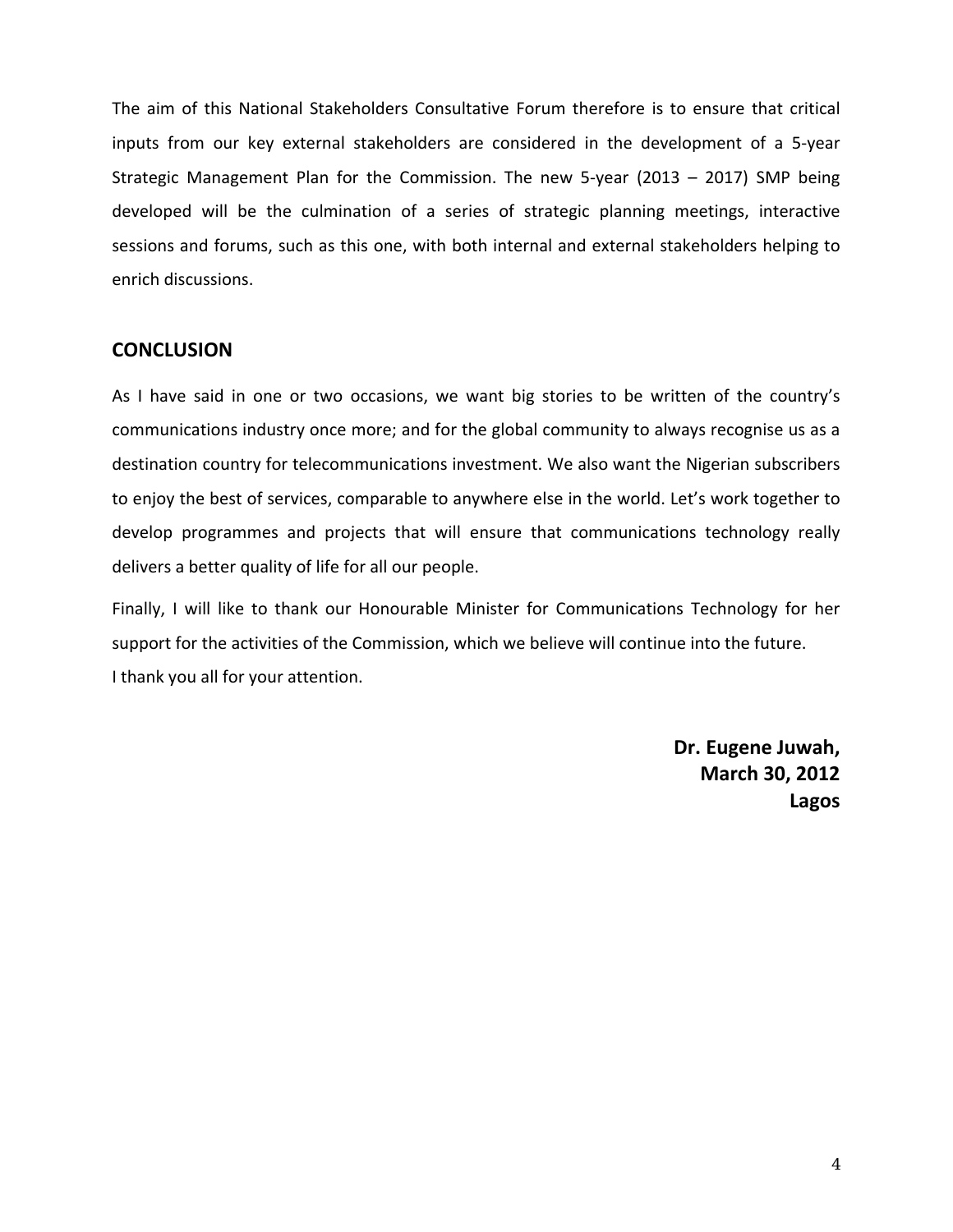The aim of this National Stakeholders Consultative Forum therefore is to ensure that critical inputs from our key external stakeholders are considered in the development of a 5-year Strategic Management Plan for the Commission. The new 5-year (2013 – 2017) SMP being developed will be the culmination of a series of strategic planning meetings, interactive sessions and forums, such as this one, with both internal and external stakeholders helping to enrich discussions.

## CONCLUSION

As I have said in one or two occasions, we want big stories to be written of the country's communications industry once more; and for the global community to always recognise us as a destination country for telecommunications investment. We also want the Nigerian subscribers to enjoy the best of services, comparable to anywhere else in the world. Let's work together to develop programmes and projects that will ensure that communications technology really delivers a better quality of life for all our people.

Finally, I will like to thank our Honourable Minister for Communications Technology for her support for the activities of the Commission, which we believe will continue into the future.
I thank you all for your attention.

**Dr. Eugene Juwah,**
**March 30, 2012**
**Lagos**